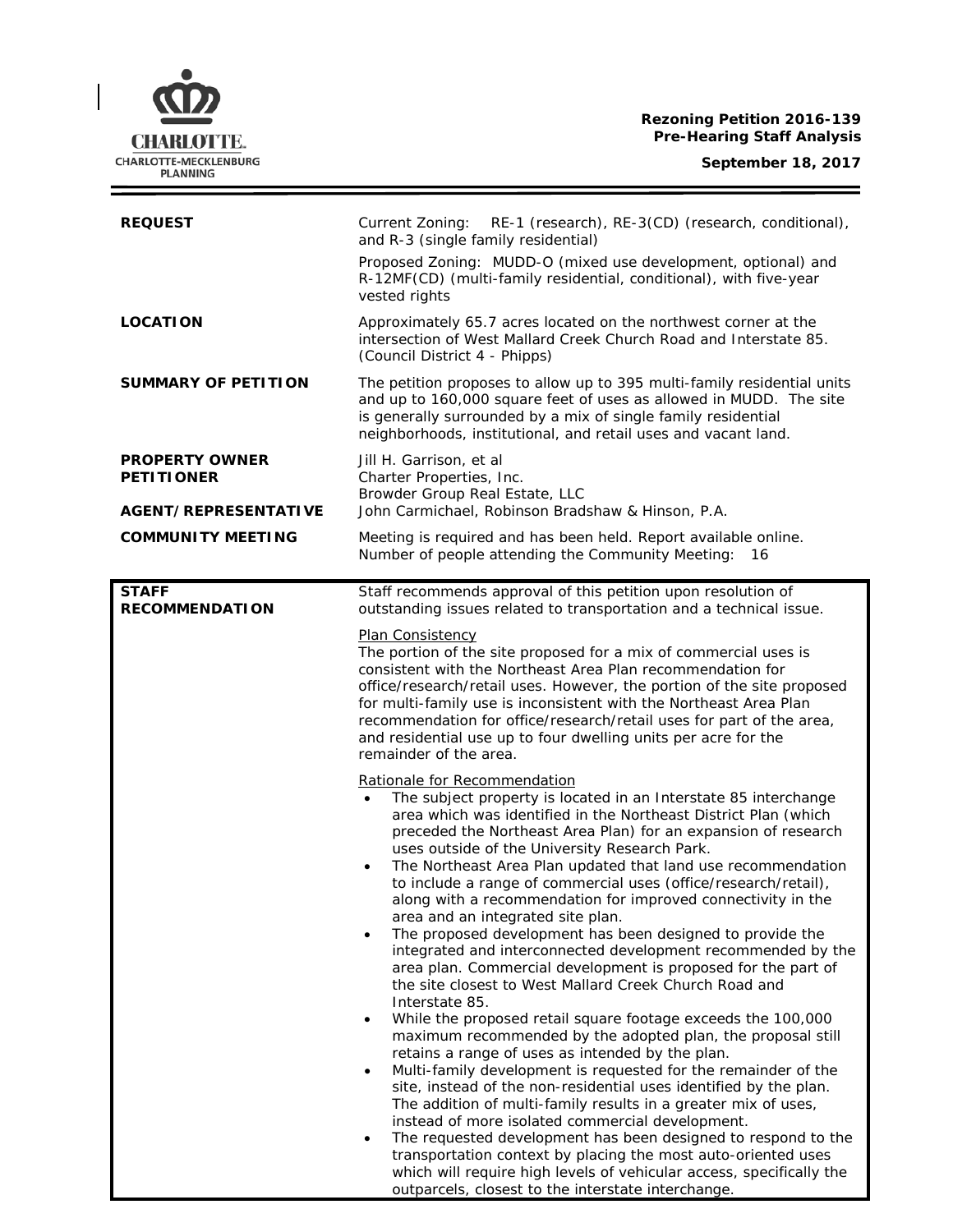**Rezoning Petition 2016-139**
**Pre-Hearing Staff Analysis**

**September 18, 2017**

| | |
|---|---|
| **REQUEST** | Current Zoning: RE-1 (research), RE-3(CD) (research, conditional), and R-3 (single family residential)<br>Proposed Zoning: MUDD-O (mixed use development, optional) and R-12MF(CD) (multi-family residential, conditional), with five-year vested rights |
| **LOCATION** | Approximately 65.7 acres located on the northwest corner at the intersection of West Mallard Creek Church Road and Interstate 85. (Council District 4 - Phipps) |
| **SUMMARY OF PETITION** | The petition proposes to allow up to 395 multi-family residential units and up to 160,000 square feet of uses as allowed in MUDD. The site is generally surrounded by a mix of single family residential neighborhoods, institutional, and retail uses and vacant land. |
| **PROPERTY OWNER**<br>**PETITIONER**<br>**AGENT/REPRESENTATIVE** | Jill H. Garrison, et al<br>Charter Properties, Inc.<br>Browder Group Real Estate, LLC<br>John Carmichael, Robinson Bradshaw & Hinson, P.A. |
| **COMMUNITY MEETING** | Meeting is required and has been held. Report available online.<br>Number of people attending the Community Meeting: 16 |

**STAFF RECOMMENDATION**

Staff recommends approval of this petition upon resolution of outstanding issues related to transportation and a technical issue.

Plan Consistency

The portion of the site proposed for a mix of commercial uses is consistent with the Northeast Area Plan recommendation for office/research/retail uses. However, the portion of the site proposed for multi-family use is inconsistent with the Northeast Area Plan recommendation for office/research/retail uses for part of the area, and residential use up to four dwelling units per acre for the remainder of the area.

Rationale for Recommendation

- The subject property is located in an Interstate 85 interchange area which was identified in the Northeast District Plan (which preceded the Northeast Area Plan) for an expansion of research uses outside of the University Research Park.
- The Northeast Area Plan updated that land use recommendation to include a range of commercial uses (office/research/retail), along with a recommendation for improved connectivity in the area and an integrated site plan.
- The proposed development has been designed to provide the integrated and interconnected development recommended by the area plan. Commercial development is proposed for the part of the site closest to West Mallard Creek Church Road and Interstate 85.
- While the proposed retail square footage exceeds the 100,000 maximum recommended by the adopted plan, the proposal still retains a range of uses as intended by the plan.
- Multi-family development is requested for the remainder of the site, instead of the non-residential uses identified by the plan. The addition of multi-family results in a greater mix of uses, instead of more isolated commercial development.
- The requested development has been designed to respond to the transportation context by placing the most auto-oriented uses which will require high levels of vehicular access, specifically the outparcels, closest to the interstate interchange.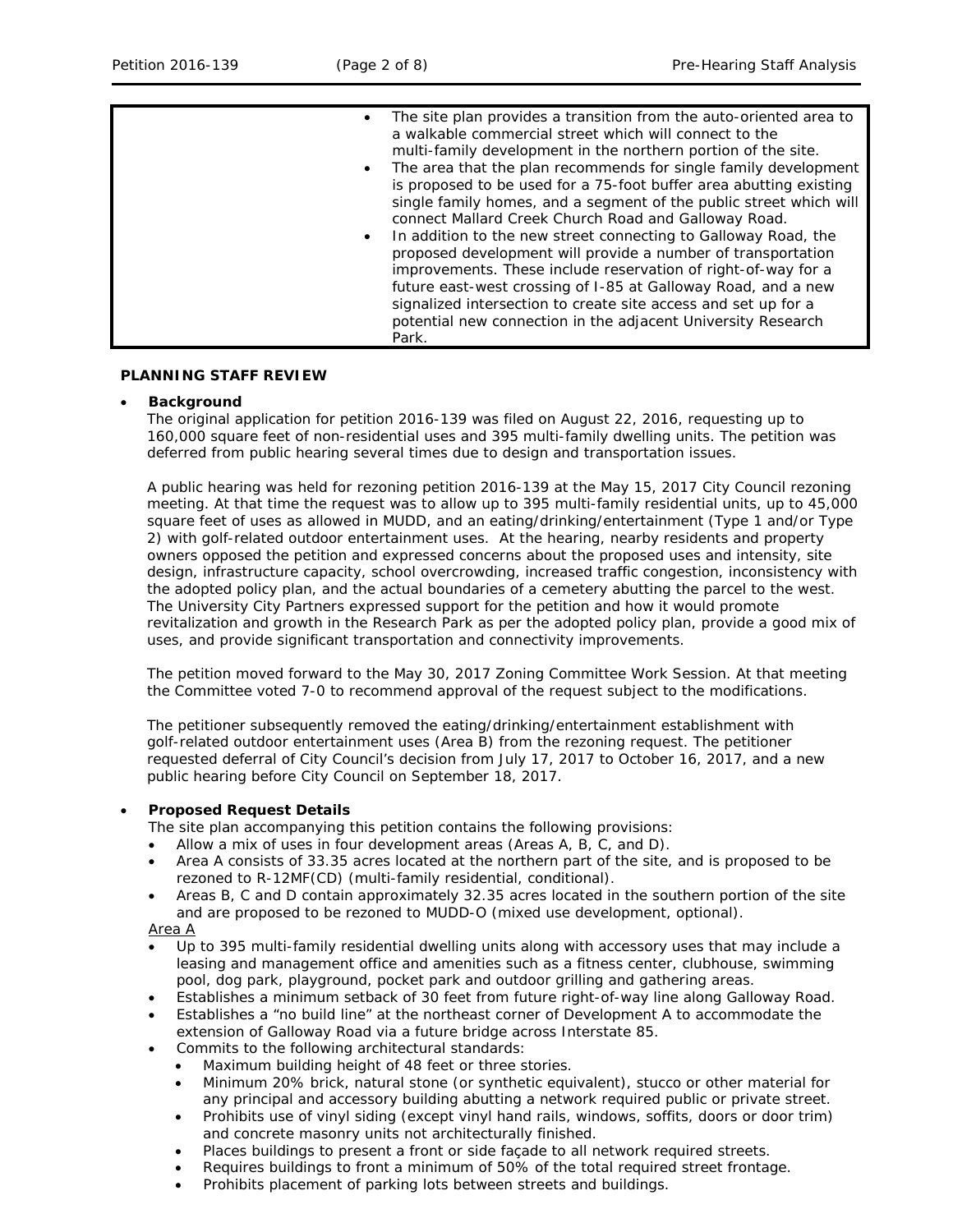- The site plan provides a transition from the auto-oriented area to a walkable commercial street which will connect to the multi-family development in the northern portion of the site.
- The area that the plan recommends for single family development is proposed to be used for a 75-foot buffer area abutting existing single family homes, and a segment of the public street which will connect Mallard Creek Church Road and Galloway Road.
- In addition to the new street connecting to Galloway Road, the proposed development will provide a number of transportation improvements. These include reservation of right-of-way for a future east-west crossing of I-85 at Galloway Road, and a new signalized intersection to create site access and set up for a potential new connection in the adjacent University Research Park.

**PLANNING STAFF REVIEW**

- **Background**

  The original application for petition 2016-139 was filed on August 22, 2016, requesting up to 160,000 square feet of non-residential uses and 395 multi-family dwelling units. The petition was deferred from public hearing several times due to design and transportation issues.

  A public hearing was held for rezoning petition 2016-139 at the May 15, 2017 City Council rezoning meeting. At that time the request was to allow up to 395 multi-family residential units, up to 45,000 square feet of uses as allowed in MUDD, and an eating/drinking/entertainment (Type 1 and/or Type 2) with golf-related outdoor entertainment uses. At the hearing, nearby residents and property owners opposed the petition and expressed concerns about the proposed uses and intensity, site design, infrastructure capacity, school overcrowding, increased traffic congestion, inconsistency with the adopted policy plan, and the actual boundaries of a cemetery abutting the parcel to the west. The University City Partners expressed support for the petition and how it would promote revitalization and growth in the Research Park as per the adopted policy plan, provide a good mix of uses, and provide significant transportation and connectivity improvements.

  The petition moved forward to the May 30, 2017 Zoning Committee Work Session. At that meeting the Committee voted 7-0 to recommend approval of the request subject to the modifications.

  The petitioner subsequently removed the eating/drinking/entertainment establishment with golf-related outdoor entertainment uses (Area B) from the rezoning request. The petitioner requested deferral of City Council's decision from July 17, 2017 to October 16, 2017, and a new public hearing before City Council on September 18, 2017.

- **Proposed Request Details**

  The site plan accompanying this petition contains the following provisions:
  - Allow a mix of uses in four development areas (Areas A, B, C, and D).
  - Area A consists of 33.35 acres located at the northern part of the site, and is proposed to be rezoned to R-12MF(CD) (multi-family residential, conditional).
  - Areas B, C and D contain approximately 32.35 acres located in the southern portion of the site and are proposed to be rezoned to MUDD-O (mixed use development, optional).

  <u>Area A</u>
  - Up to 395 multi-family residential dwelling units along with accessory uses that may include a leasing and management office and amenities such as a fitness center, clubhouse, swimming pool, dog park, playground, pocket park and outdoor grilling and gathering areas.
  - Establishes a minimum setback of 30 feet from future right-of-way line along Galloway Road.
  - Establishes a "no build line" at the northeast corner of Development A to accommodate the extension of Galloway Road via a future bridge across Interstate 85.
  - Commits to the following architectural standards:
    - Maximum building height of 48 feet or three stories.
    - Minimum 20% brick, natural stone (or synthetic equivalent), stucco or other material for any principal and accessory building abutting a network required public or private street.
    - Prohibits use of vinyl siding (except vinyl hand rails, windows, soffits, doors or door trim) and concrete masonry units not architecturally finished.
    - Places buildings to present a front or side façade to all network required streets.
    - Requires buildings to front a minimum of 50% of the total required street frontage.
    - Prohibits placement of parking lots between streets and buildings.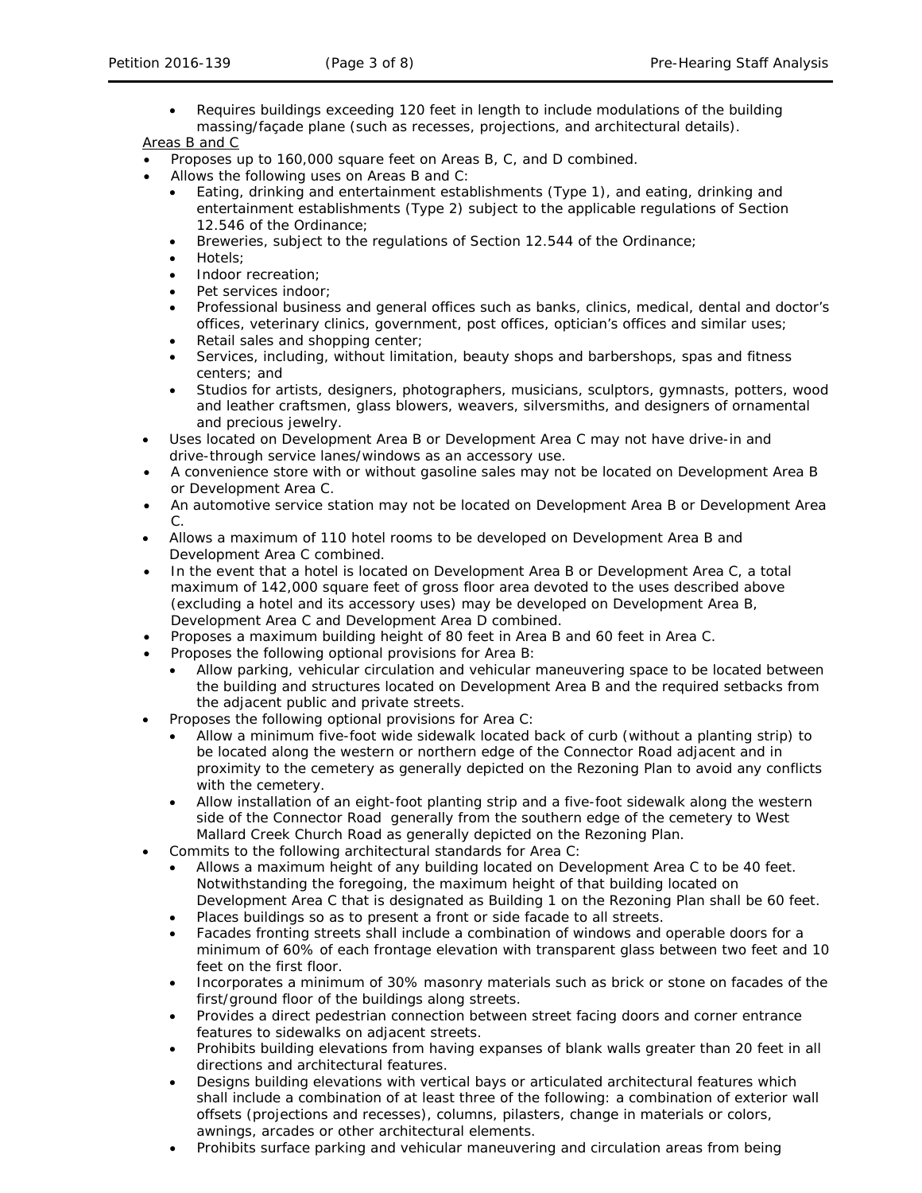- Requires buildings exceeding 120 feet in length to include modulations of the building massing/façade plane (such as recesses, projections, and architectural details).

Areas B and C

- Proposes up to 160,000 square feet on Areas B, C, and D combined.
- Allows the following uses on Areas B and C:
  - Eating, drinking and entertainment establishments (Type 1), and eating, drinking and entertainment establishments (Type 2) subject to the applicable regulations of Section 12.546 of the Ordinance;
  - Breweries, subject to the regulations of Section 12.544 of the Ordinance;
  - Hotels;
  - Indoor recreation;
  - Pet services indoor;
  - Professional business and general offices such as banks, clinics, medical, dental and doctor's offices, veterinary clinics, government, post offices, optician's offices and similar uses;
  - Retail sales and shopping center;
  - Services, including, without limitation, beauty shops and barbershops, spas and fitness centers; and
  - Studios for artists, designers, photographers, musicians, sculptors, gymnasts, potters, wood and leather craftsmen, glass blowers, weavers, silversmiths, and designers of ornamental and precious jewelry.
- Uses located on Development Area B or Development Area C may not have drive-in and drive-through service lanes/windows as an accessory use.
- A convenience store with or without gasoline sales may not be located on Development Area B or Development Area C.
- An automotive service station may not be located on Development Area B or Development Area C.
- Allows a maximum of 110 hotel rooms to be developed on Development Area B and Development Area C combined.
- In the event that a hotel is located on Development Area B or Development Area C, a total maximum of 142,000 square feet of gross floor area devoted to the uses described above (excluding a hotel and its accessory uses) may be developed on Development Area B, Development Area C and Development Area D combined.
- Proposes a maximum building height of 80 feet in Area B and 60 feet in Area C.
- Proposes the following optional provisions for Area B:
  - Allow parking, vehicular circulation and vehicular maneuvering space to be located between the building and structures located on Development Area B and the required setbacks from the adjacent public and private streets.
- Proposes the following optional provisions for Area C:
  - Allow a minimum five-foot wide sidewalk located back of curb (without a planting strip) to be located along the western or northern edge of the Connector Road adjacent and in proximity to the cemetery as generally depicted on the Rezoning Plan to avoid any conflicts with the cemetery.
  - Allow installation of an eight-foot planting strip and a five-foot sidewalk along the western side of the Connector Road generally from the southern edge of the cemetery to West Mallard Creek Church Road as generally depicted on the Rezoning Plan.
- Commits to the following architectural standards for Area C:
  - Allows a maximum height of any building located on Development Area C to be 40 feet. Notwithstanding the foregoing, the maximum height of that building located on Development Area C that is designated as Building 1 on the Rezoning Plan shall be 60 feet.
  - Places buildings so as to present a front or side facade to all streets.
  - Facades fronting streets shall include a combination of windows and operable doors for a minimum of 60% of each frontage elevation with transparent glass between two feet and 10 feet on the first floor.
  - Incorporates a minimum of 30% masonry materials such as brick or stone on facades of the first/ground floor of the buildings along streets.
  - Provides a direct pedestrian connection between street facing doors and corner entrance features to sidewalks on adjacent streets.
  - Prohibits building elevations from having expanses of blank walls greater than 20 feet in all directions and architectural features.
  - Designs building elevations with vertical bays or articulated architectural features which shall include a combination of at least three of the following: a combination of exterior wall offsets (projections and recesses), columns, pilasters, change in materials or colors, awnings, arcades or other architectural elements.
  - Prohibits surface parking and vehicular maneuvering and circulation areas from being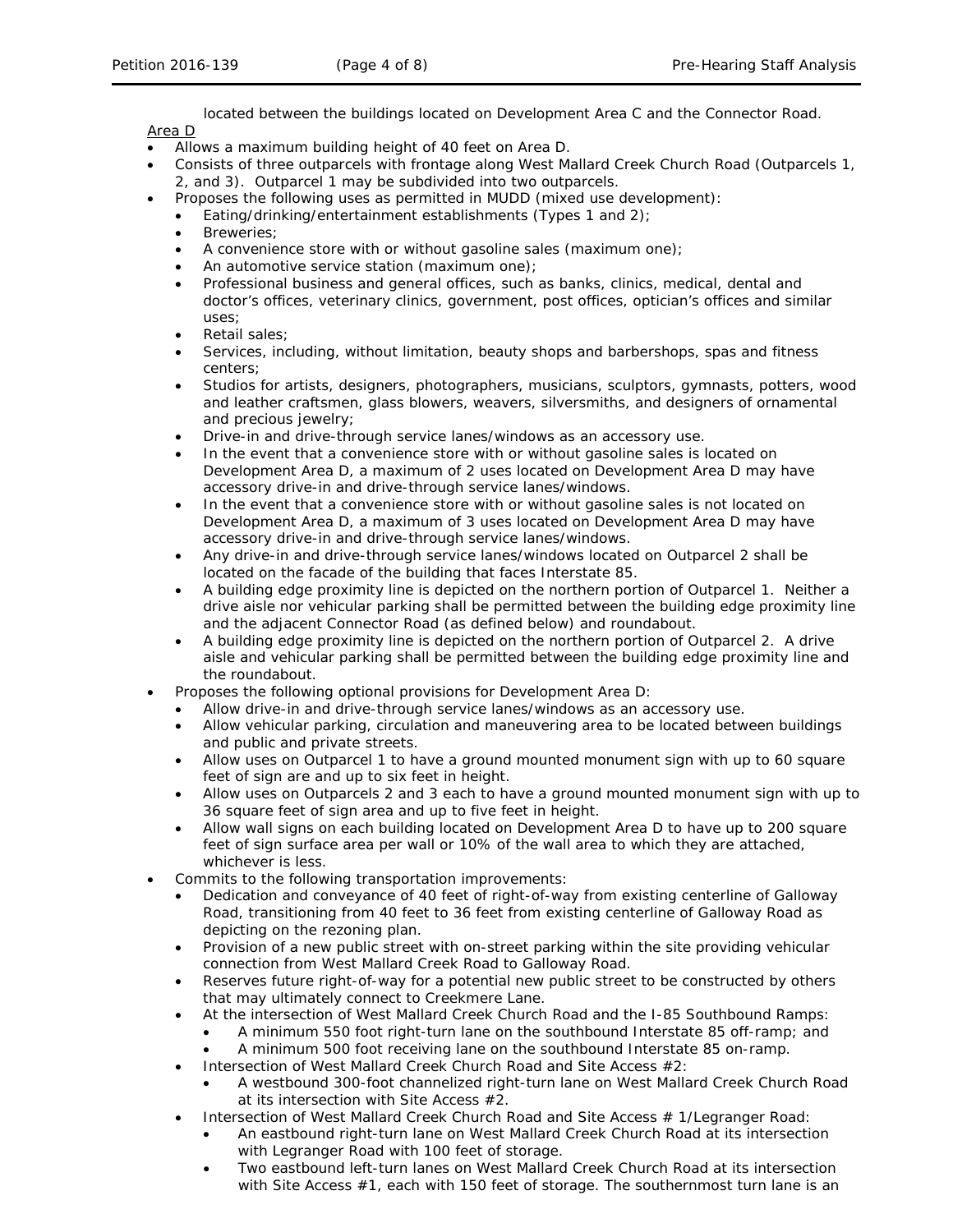located between the buildings located on Development Area C and the Connector Road.

Area D

- Allows a maximum building height of 40 feet on Area D.
- Consists of three outparcels with frontage along West Mallard Creek Church Road (Outparcels 1, 2, and 3). Outparcel 1 may be subdivided into two outparcels.
- Proposes the following uses as permitted in MUDD (mixed use development):
  - Eating/drinking/entertainment establishments (Types 1 and 2);
  - Breweries;
  - A convenience store with or without gasoline sales (maximum one);
  - An automotive service station (maximum one);
  - Professional business and general offices, such as banks, clinics, medical, dental and doctor's offices, veterinary clinics, government, post offices, optician's offices and similar uses;
  - Retail sales;
  - Services, including, without limitation, beauty shops and barbershops, spas and fitness centers;
  - Studios for artists, designers, photographers, musicians, sculptors, gymnasts, potters, wood and leather craftsmen, glass blowers, weavers, silversmiths, and designers of ornamental and precious jewelry;
  - Drive-in and drive-through service lanes/windows as an accessory use.
  - In the event that a convenience store with or without gasoline sales is located on Development Area D, a maximum of 2 uses located on Development Area D may have accessory drive-in and drive-through service lanes/windows.
  - In the event that a convenience store with or without gasoline sales is not located on Development Area D, a maximum of 3 uses located on Development Area D may have accessory drive-in and drive-through service lanes/windows.
  - Any drive-in and drive-through service lanes/windows located on Outparcel 2 shall be located on the facade of the building that faces Interstate 85.
  - A building edge proximity line is depicted on the northern portion of Outparcel 1. Neither a drive aisle nor vehicular parking shall be permitted between the building edge proximity line and the adjacent Connector Road (as defined below) and roundabout.
  - A building edge proximity line is depicted on the northern portion of Outparcel 2. A drive aisle and vehicular parking shall be permitted between the building edge proximity line and the roundabout.
- Proposes the following optional provisions for Development Area D:
  - Allow drive-in and drive-through service lanes/windows as an accessory use.
  - Allow vehicular parking, circulation and maneuvering area to be located between buildings and public and private streets.
  - Allow uses on Outparcel 1 to have a ground mounted monument sign with up to 60 square feet of sign are and up to six feet in height.
  - Allow uses on Outparcels 2 and 3 each to have a ground mounted monument sign with up to 36 square feet of sign area and up to five feet in height.
  - Allow wall signs on each building located on Development Area D to have up to 200 square feet of sign surface area per wall or 10% of the wall area to which they are attached, whichever is less.
- Commits to the following transportation improvements:
  - Dedication and conveyance of 40 feet of right-of-way from existing centerline of Galloway Road, transitioning from 40 feet to 36 feet from existing centerline of Galloway Road as depicting on the rezoning plan.
  - Provision of a new public street with on-street parking within the site providing vehicular connection from West Mallard Creek Road to Galloway Road.
  - Reserves future right-of-way for a potential new public street to be constructed by others that may ultimately connect to Creekmere Lane.
  - At the intersection of West Mallard Creek Church Road and the I-85 Southbound Ramps:
    - A minimum 550 foot right-turn lane on the southbound Interstate 85 off-ramp; and
    - A minimum 500 foot receiving lane on the southbound Interstate 85 on-ramp.
  - Intersection of West Mallard Creek Church Road and Site Access #2:
    - A westbound 300-foot channelized right-turn lane on West Mallard Creek Church Road at its intersection with Site Access #2.
  - Intersection of West Mallard Creek Church Road and Site Access # 1/Legranger Road:
    - An eastbound right-turn lane on West Mallard Creek Church Road at its intersection with Legranger Road with 100 feet of storage.
    - Two eastbound left-turn lanes on West Mallard Creek Church Road at its intersection with Site Access #1, each with 150 feet of storage. The southernmost turn lane is an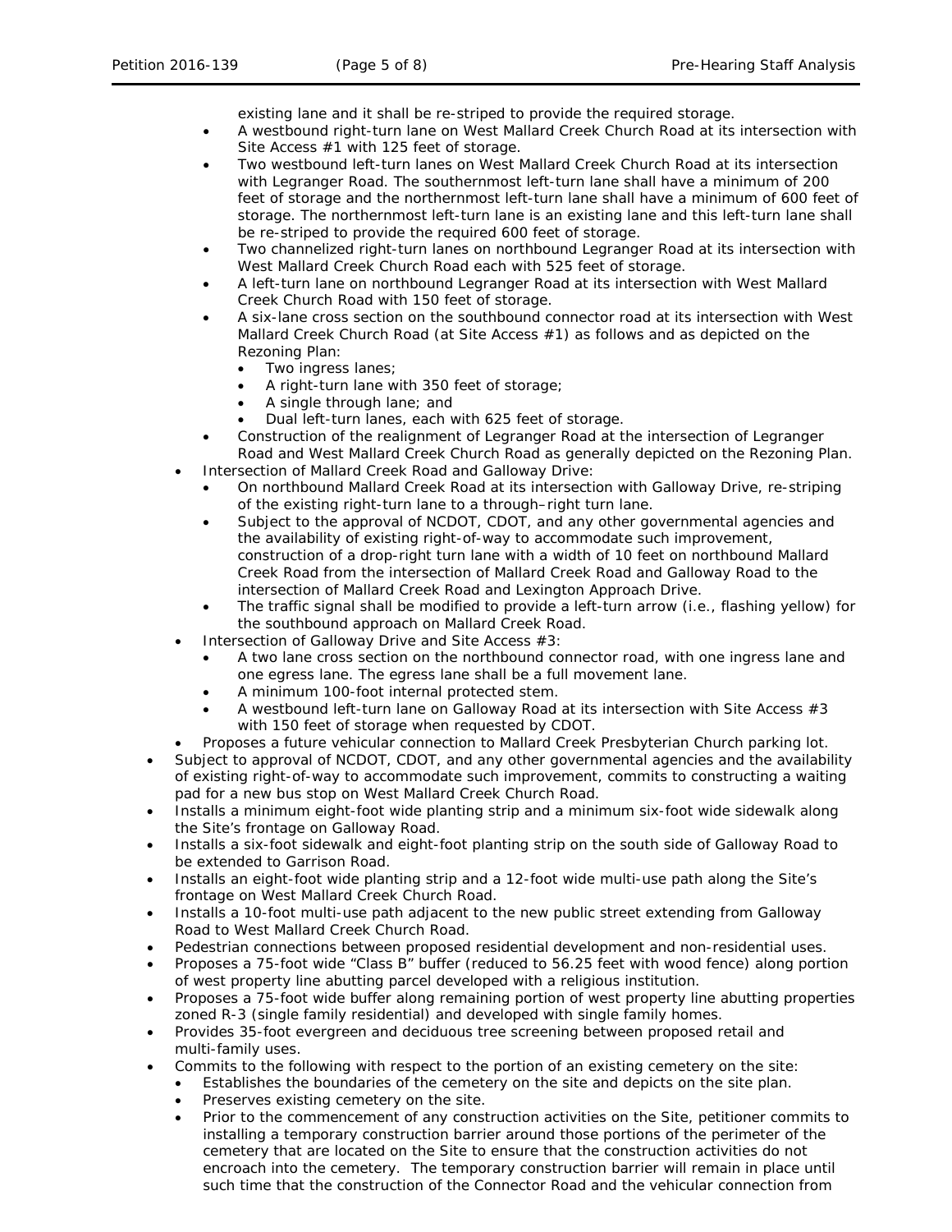existing lane and it shall be re-striped to provide the required storage.

- A westbound right-turn lane on West Mallard Creek Church Road at its intersection with Site Access #1 with 125 feet of storage.
- Two westbound left-turn lanes on West Mallard Creek Church Road at its intersection with Legranger Road. The southernmost left-turn lane shall have a minimum of 200 feet of storage and the northernmost left-turn lane shall have a minimum of 600 feet of storage. The northernmost left-turn lane is an existing lane and this left-turn lane shall be re-striped to provide the required 600 feet of storage.
- Two channelized right-turn lanes on northbound Legranger Road at its intersection with West Mallard Creek Church Road each with 525 feet of storage.
- A left-turn lane on northbound Legranger Road at its intersection with West Mallard Creek Church Road with 150 feet of storage.
- A six-lane cross section on the southbound connector road at its intersection with West Mallard Creek Church Road (at Site Access #1) as follows and as depicted on the Rezoning Plan:
  - Two ingress lanes;
  - A right-turn lane with 350 feet of storage;
  - A single through lane; and
  - Dual left-turn lanes, each with 625 feet of storage.
- Construction of the realignment of Legranger Road at the intersection of Legranger Road and West Mallard Creek Church Road as generally depicted on the Rezoning Plan.

- Intersection of Mallard Creek Road and Galloway Drive:
  - On northbound Mallard Creek Road at its intersection with Galloway Drive, re-striping of the existing right-turn lane to a through–right turn lane.
  - Subject to the approval of NCDOT, CDOT, and any other governmental agencies and the availability of existing right-of-way to accommodate such improvement, construction of a drop-right turn lane with a width of 10 feet on northbound Mallard Creek Road from the intersection of Mallard Creek Road and Galloway Road to the intersection of Mallard Creek Road and Lexington Approach Drive.
  - The traffic signal shall be modified to provide a left-turn arrow (i.e., flashing yellow) for the southbound approach on Mallard Creek Road.
- Intersection of Galloway Drive and Site Access #3:
  - A two lane cross section on the northbound connector road, with one ingress lane and one egress lane. The egress lane shall be a full movement lane.
  - A minimum 100-foot internal protected stem.
  - A westbound left-turn lane on Galloway Road at its intersection with Site Access #3 with 150 feet of storage when requested by CDOT.
- Proposes a future vehicular connection to Mallard Creek Presbyterian Church parking lot.

- Subject to approval of NCDOT, CDOT, and any other governmental agencies and the availability of existing right-of-way to accommodate such improvement, commits to constructing a waiting pad for a new bus stop on West Mallard Creek Church Road.
- Installs a minimum eight-foot wide planting strip and a minimum six-foot wide sidewalk along the Site's frontage on Galloway Road.
- Installs a six-foot sidewalk and eight-foot planting strip on the south side of Galloway Road to be extended to Garrison Road.
- Installs an eight-foot wide planting strip and a 12-foot wide multi-use path along the Site's frontage on West Mallard Creek Church Road.
- Installs a 10-foot multi-use path adjacent to the new public street extending from Galloway Road to West Mallard Creek Church Road.
- Pedestrian connections between proposed residential development and non-residential uses.
- Proposes a 75-foot wide "Class B" buffer (reduced to 56.25 feet with wood fence) along portion of west property line abutting parcel developed with a religious institution.
- Proposes a 75-foot wide buffer along remaining portion of west property line abutting properties zoned R-3 (single family residential) and developed with single family homes.
- Provides 35-foot evergreen and deciduous tree screening between proposed retail and multi-family uses.
- Commits to the following with respect to the portion of an existing cemetery on the site:
  - Establishes the boundaries of the cemetery on the site and depicts on the site plan.
  - Preserves existing cemetery on the site.
  - Prior to the commencement of any construction activities on the Site, petitioner commits to installing a temporary construction barrier around those portions of the perimeter of the cemetery that are located on the Site to ensure that the construction activities do not encroach into the cemetery. The temporary construction barrier will remain in place until such time that the construction of the Connector Road and the vehicular connection from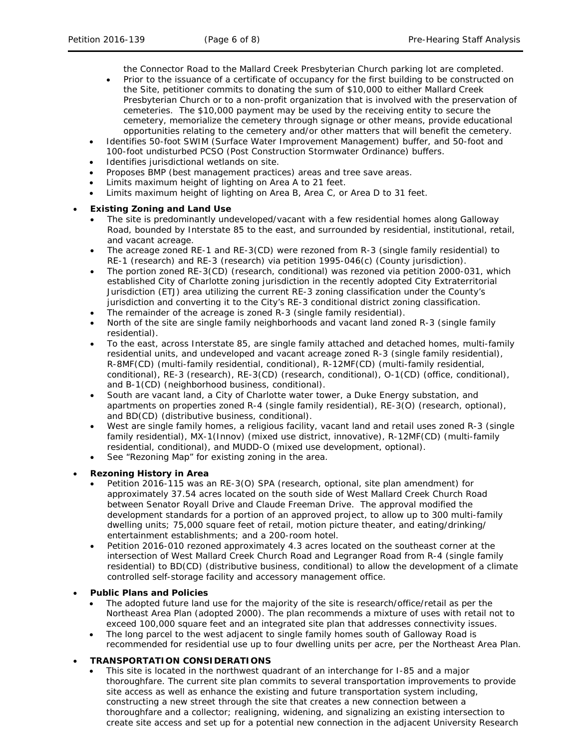the Connector Road to the Mallard Creek Presbyterian Church parking lot are completed.
    - Prior to the issuance of a certificate of occupancy for the first building to be constructed on the Site, petitioner commits to donating the sum of $10,000 to either Mallard Creek Presbyterian Church or to a non-profit organization that is involved with the preservation of cemeteries. The $10,000 payment may be used by the receiving entity to secure the cemetery, memorialize the cemetery through signage or other means, provide educational opportunities relating to the cemetery and/or other matters that will benefit the cemetery.
  - Identifies 50-foot SWIM (Surface Water Improvement Management) buffer, and 50-foot and 100-foot undisturbed PCSO (Post Construction Stormwater Ordinance) buffers.
  - Identifies jurisdictional wetlands on site.
  - Proposes BMP (best management practices) areas and tree save areas.
  - Limits maximum height of lighting on Area A to 21 feet.
  - Limits maximum height of lighting on Area B, Area C, or Area D to 31 feet.

- **Existing Zoning and Land Use**
  - The site is predominantly undeveloped/vacant with a few residential homes along Galloway Road, bounded by Interstate 85 to the east, and surrounded by residential, institutional, retail, and vacant acreage.
  - The acreage zoned RE-1 and RE-3(CD) were rezoned from R-3 (single family residential) to RE-1 (research) and RE-3 (research) via petition 1995-046(c) (County jurisdiction).
  - The portion zoned RE-3(CD) (research, conditional) was rezoned via petition 2000-031, which established City of Charlotte zoning jurisdiction in the recently adopted City Extraterritorial Jurisdiction (ETJ) area utilizing the current RE-3 zoning classification under the County's jurisdiction and converting it to the City's RE-3 conditional district zoning classification.
  - The remainder of the acreage is zoned R-3 (single family residential).
  - North of the site are single family neighborhoods and vacant land zoned R-3 (single family residential).
  - To the east, across Interstate 85, are single family attached and detached homes, multi-family residential units, and undeveloped and vacant acreage zoned R-3 (single family residential), R-8MF(CD) (multi-family residential, conditional), R-12MF(CD) (multi-family residential, conditional), RE-3 (research), RE-3(CD) (research, conditional), O-1(CD) (office, conditional), and B-1(CD) (neighborhood business, conditional).
  - South are vacant land, a City of Charlotte water tower, a Duke Energy substation, and apartments on properties zoned R-4 (single family residential), RE-3(O) (research, optional), and BD(CD) (distributive business, conditional).
  - West are single family homes, a religious facility, vacant land and retail uses zoned R-3 (single family residential), MX-1(Innov) (mixed use district, innovative), R-12MF(CD) (multi-family residential, conditional), and MUDD-O (mixed use development, optional).
  - See "Rezoning Map" for existing zoning in the area.

- **Rezoning History in Area**
  - Petition 2016-115 was an RE-3(O) SPA (research, optional, site plan amendment) for approximately 37.54 acres located on the south side of West Mallard Creek Church Road between Senator Royall Drive and Claude Freeman Drive. The approval modified the development standards for a portion of an approved project, to allow up to 300 multi-family dwelling units; 75,000 square feet of retail, motion picture theater, and eating/drinking/ entertainment establishments; and a 200-room hotel.
  - Petition 2016-010 rezoned approximately 4.3 acres located on the southeast corner at the intersection of West Mallard Creek Church Road and Legranger Road from R-4 (single family residential) to BD(CD) (distributive business, conditional) to allow the development of a climate controlled self-storage facility and accessory management office.

- **Public Plans and Policies**
  - The adopted future land use for the majority of the site is research/office/retail as per the Northeast Area Plan (adopted 2000). The plan recommends a mixture of uses with retail not to exceed 100,000 square feet and an integrated site plan that addresses connectivity issues.
  - The long parcel to the west adjacent to single family homes south of Galloway Road is recommended for residential use up to four dwelling units per acre, per the Northeast Area Plan.

- **TRANSPORTATION CONSIDERATIONS**
  - This site is located in the northwest quadrant of an interchange for I-85 and a major thoroughfare. The current site plan commits to several transportation improvements to provide site access as well as enhance the existing and future transportation system including, constructing a new street through the site that creates a new connection between a thoroughfare and a collector; realigning, widening, and signalizing an existing intersection to create site access and set up for a potential new connection in the adjacent University Research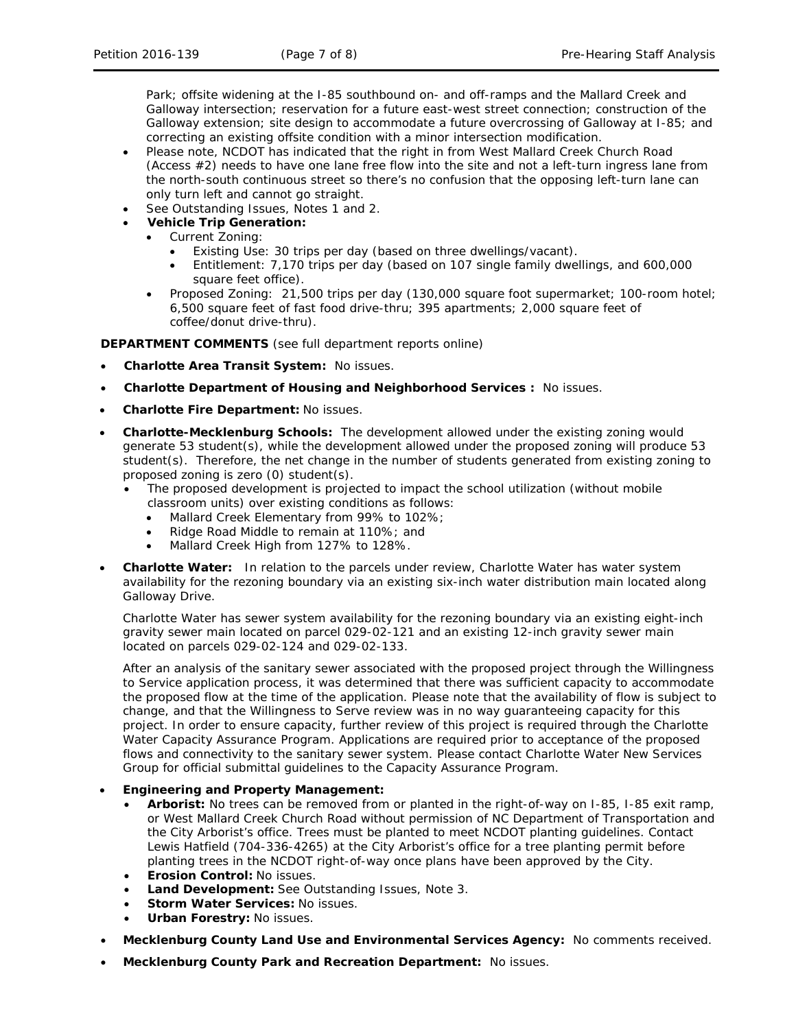Park; offsite widening at the I-85 southbound on- and off-ramps and the Mallard Creek and Galloway intersection; reservation for a future east-west street connection; construction of the Galloway extension; site design to accommodate a future overcrossing of Galloway at I-85; and correcting an existing offsite condition with a minor intersection modification.

- Please note, NCDOT has indicated that the right in from West Mallard Creek Church Road (Access #2) needs to have one lane free flow into the site and not a left-turn ingress lane from the north-south continuous street so there's no confusion that the opposing left-turn lane can only turn left and cannot go straight.
- See Outstanding Issues, Notes 1 and 2.
- **Vehicle Trip Generation:**
  - Current Zoning:
    - Existing Use: 30 trips per day (based on three dwellings/vacant).
    - Entitlement: 7,170 trips per day (based on 107 single family dwellings, and 600,000 square feet office).
  - Proposed Zoning: 21,500 trips per day (130,000 square foot supermarket; 100-room hotel; 6,500 square feet of fast food drive-thru; 395 apartments; 2,000 square feet of coffee/donut drive-thru).

**DEPARTMENT COMMENTS** (see full department reports online)

- **Charlotte Area Transit System:** No issues.
- **Charlotte Department of Housing and Neighborhood Services :** No issues.
- **Charlotte Fire Department:** No issues.
- **Charlotte-Mecklenburg Schools:** The development allowed under the existing zoning would generate 53 student(s), while the development allowed under the proposed zoning will produce 53 student(s). Therefore, the net change in the number of students generated from existing zoning to proposed zoning is zero (0) student(s).
  - The proposed development is projected to impact the school utilization (without mobile classroom units) over existing conditions as follows:
    - Mallard Creek Elementary from 99% to 102%;
    - Ridge Road Middle to remain at 110%; and
    - Mallard Creek High from 127% to 128%.
- **Charlotte Water:** In relation to the parcels under review, Charlotte Water has water system availability for the rezoning boundary via an existing six-inch water distribution main located along Galloway Drive.

  Charlotte Water has sewer system availability for the rezoning boundary via an existing eight-inch gravity sewer main located on parcel 029-02-121 and an existing 12-inch gravity sewer main located on parcels 029-02-124 and 029-02-133.

  After an analysis of the sanitary sewer associated with the proposed project through the Willingness to Service application process, it was determined that there was sufficient capacity to accommodate the proposed flow at the time of the application. Please note that the availability of flow is subject to change, and that the Willingness to Serve review was in no way guaranteeing capacity for this project. In order to ensure capacity, further review of this project is required through the Charlotte Water Capacity Assurance Program. Applications are required prior to acceptance of the proposed flows and connectivity to the sanitary sewer system. Please contact Charlotte Water New Services Group for official submittal guidelines to the Capacity Assurance Program.
- **Engineering and Property Management:**
  - **Arborist:** No trees can be removed from or planted in the right-of-way on I-85, I-85 exit ramp, or West Mallard Creek Church Road without permission of NC Department of Transportation and the City Arborist's office. Trees must be planted to meet NCDOT planting guidelines. Contact Lewis Hatfield (704-336-4265) at the City Arborist's office for a tree planting permit before planting trees in the NCDOT right-of-way once plans have been approved by the City.
  - **Erosion Control:** No issues.
  - **Land Development:** See Outstanding Issues, Note 3.
  - **Storm Water Services:** No issues.
  - **Urban Forestry:** No issues.
- **Mecklenburg County Land Use and Environmental Services Agency:** No comments received.
- **Mecklenburg County Park and Recreation Department:** No issues.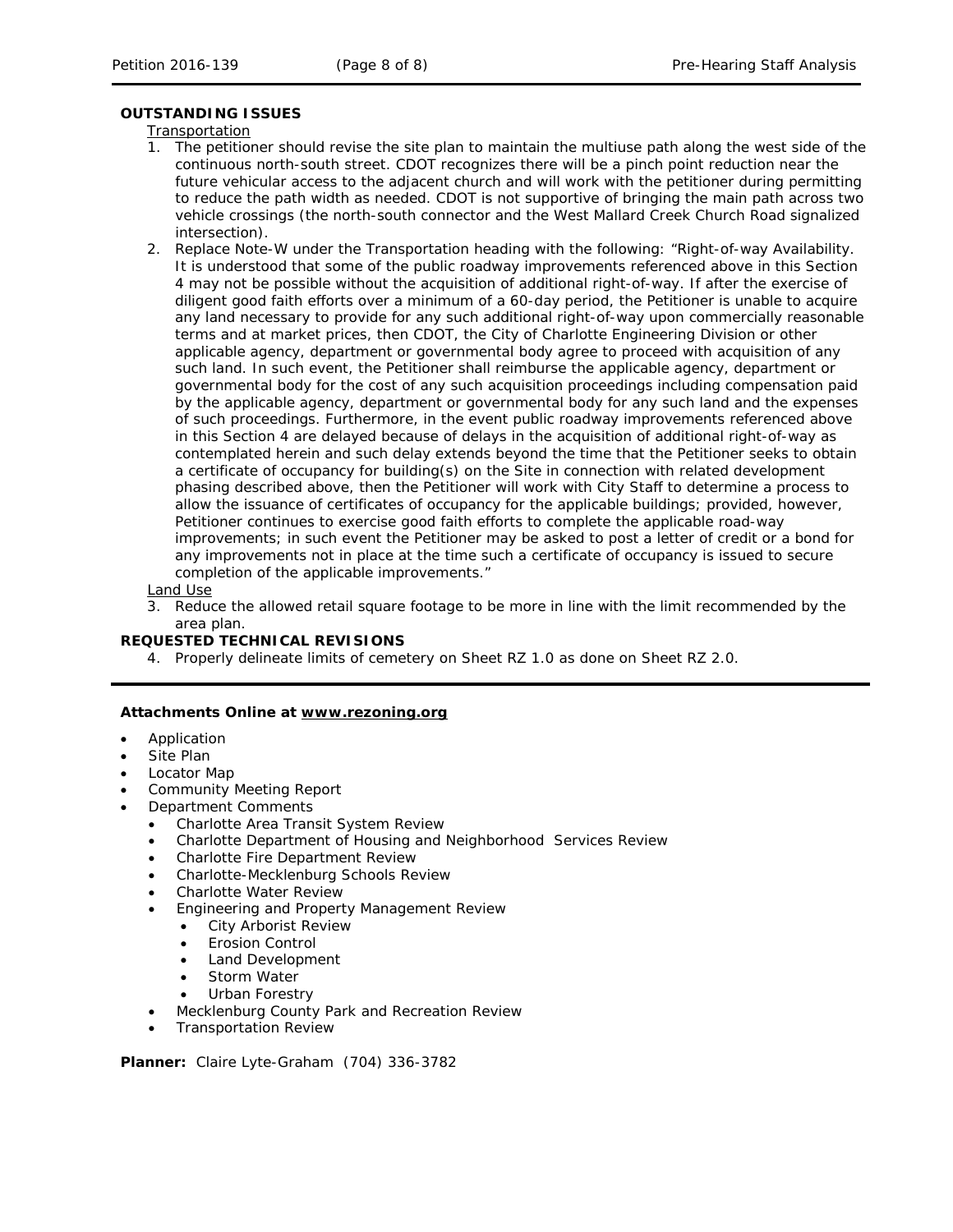**OUTSTANDING ISSUES**

Transportation

1. The petitioner should revise the site plan to maintain the multiuse path along the west side of the continuous north-south street. CDOT recognizes there will be a pinch point reduction near the future vehicular access to the adjacent church and will work with the petitioner during permitting to reduce the path width as needed. CDOT is not supportive of bringing the main path across two vehicle crossings (the north-south connector and the West Mallard Creek Church Road signalized intersection).
2. Replace Note-W under the Transportation heading with the following: "Right-of-way Availability. It is understood that some of the public roadway improvements referenced above in this Section 4 may not be possible without the acquisition of additional right-of-way. If after the exercise of diligent good faith efforts over a minimum of a 60-day period, the Petitioner is unable to acquire any land necessary to provide for any such additional right-of-way upon commercially reasonable terms and at market prices, then CDOT, the City of Charlotte Engineering Division or other applicable agency, department or governmental body agree to proceed with acquisition of any such land. In such event, the Petitioner shall reimburse the applicable agency, department or governmental body for the cost of any such acquisition proceedings including compensation paid by the applicable agency, department or governmental body for any such land and the expenses of such proceedings. Furthermore, in the event public roadway improvements referenced above in this Section 4 are delayed because of delays in the acquisition of additional right-of-way as contemplated herein and such delay extends beyond the time that the Petitioner seeks to obtain a certificate of occupancy for building(s) on the Site in connection with related development phasing described above, then the Petitioner will work with City Staff to determine a process to allow the issuance of certificates of occupancy for the applicable buildings; provided, however, Petitioner continues to exercise good faith efforts to complete the applicable road-way improvements; in such event the Petitioner may be asked to post a letter of credit or a bond for any improvements not in place at the time such a certificate of occupancy is issued to secure completion of the applicable improvements."

Land Use

3. Reduce the allowed retail square footage to be more in line with the limit recommended by the area plan.

**REQUESTED TECHNICAL REVISIONS**

4. Properly delineate limits of cemetery on Sheet RZ 1.0 as done on Sheet RZ 2.0.

---

**Attachments Online at www.rezoning.org**

- Application
- Site Plan
- Locator Map
- Community Meeting Report
- Department Comments
  - Charlotte Area Transit System Review
  - Charlotte Department of Housing and Neighborhood Services Review
  - Charlotte Fire Department Review
  - Charlotte-Mecklenburg Schools Review
  - Charlotte Water Review
  - Engineering and Property Management Review
    - City Arborist Review
    - Erosion Control
    - Land Development
    - Storm Water
    - Urban Forestry
  - Mecklenburg County Park and Recreation Review
  - Transportation Review

**Planner:** Claire Lyte-Graham (704) 336-3782